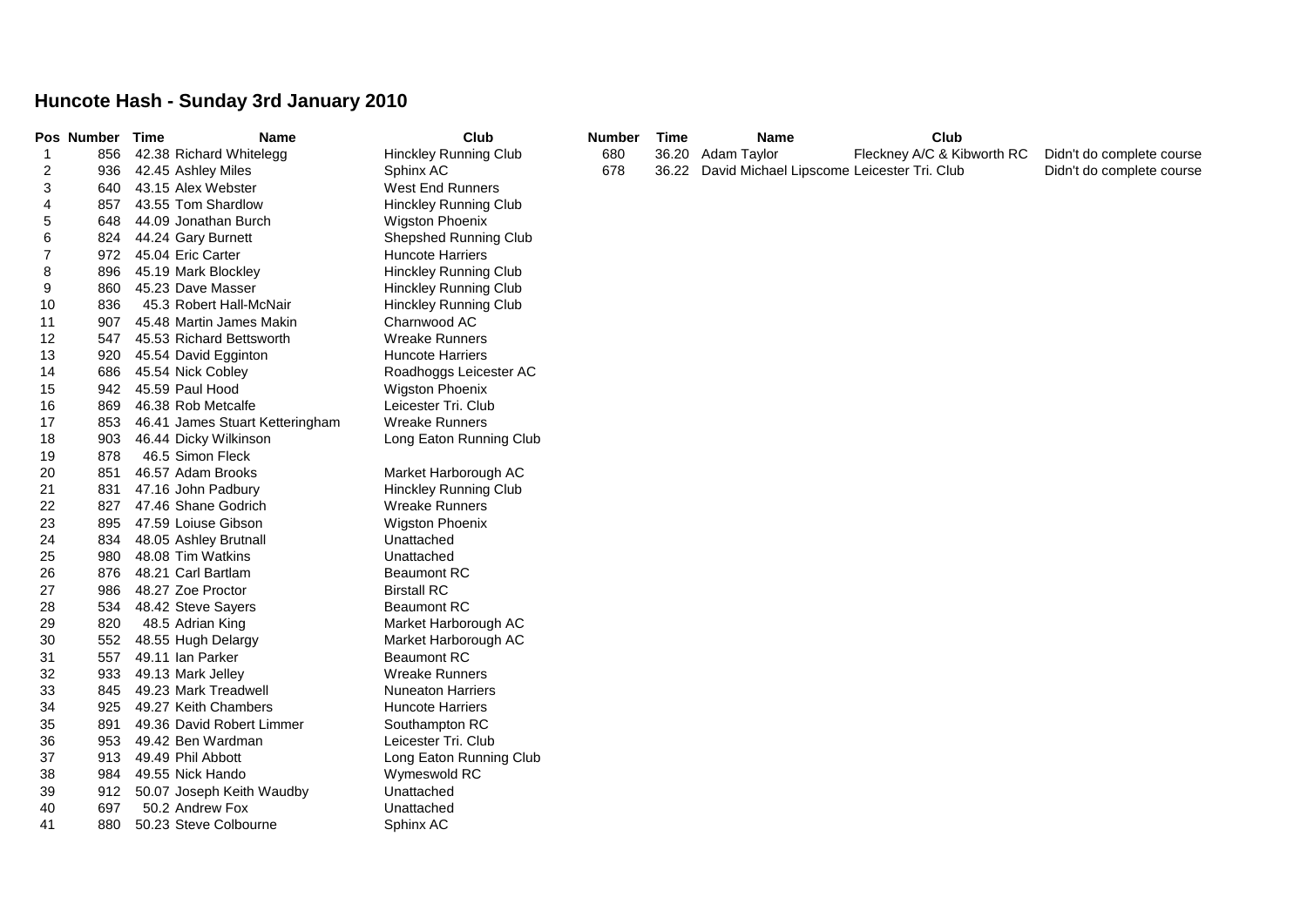# Huncote Hash - Sunday 3rd January 2010

| Pos | Number | Time | Name | Club |
|---|---|---|---|---|
| 1 | 856 | 42.38 | Richard Whitelegg | Hinckley Running Club |
| 2 | 936 | 42.45 | Ashley Miles | Sphinx AC |
| 3 | 640 | 43.15 | Alex Webster | West End Runners |
| 4 | 857 | 43.55 | Tom Shardlow | Hinckley Running Club |
| 5 | 648 | 44.09 | Jonathan Burch | Wigston Phoenix |
| 6 | 824 | 44.24 | Gary Burnett | Shepshed Running Club |
| 7 | 972 | 45.04 | Eric Carter | Huncote Harriers |
| 8 | 896 | 45.19 | Mark Blockley | Hinckley Running Club |
| 9 | 860 | 45.23 | Dave Masser | Hinckley Running Club |
| 10 | 836 | 45.3 | Robert Hall-McNair | Hinckley Running Club |
| 11 | 907 | 45.48 | Martin James Makin | Charnwood AC |
| 12 | 547 | 45.53 | Richard Bettsworth | Wreake Runners |
| 13 | 920 | 45.54 | David Egginton | Huncote Harriers |
| 14 | 686 | 45.54 | Nick Cobley | Roadhoggs Leicester AC |
| 15 | 942 | 45.59 | Paul Hood | Wigston Phoenix |
| 16 | 869 | 46.38 | Rob Metcalfe | Leicester Tri. Club |
| 17 | 853 | 46.41 | James Stuart Ketteringham | Wreake Runners |
| 18 | 903 | 46.44 | Dicky Wilkinson | Long Eaton Running Club |
| 19 | 878 | 46.5 | Simon Fleck | |
| 20 | 851 | 46.57 | Adam Brooks | Market Harborough AC |
| 21 | 831 | 47.16 | John Padbury | Hinckley Running Club |
| 22 | 827 | 47.46 | Shane Godrich | Wreake Runners |
| 23 | 895 | 47.59 | Loiuse Gibson | Wigston Phoenix |
| 24 | 834 | 48.05 | Ashley Brutnall | Unattached |
| 25 | 980 | 48.08 | Tim Watkins | Unattached |
| 26 | 876 | 48.21 | Carl Bartlam | Beaumont RC |
| 27 | 986 | 48.27 | Zoe Proctor | Birstall RC |
| 28 | 534 | 48.42 | Steve Sayers | Beaumont RC |
| 29 | 820 | 48.5 | Adrian King | Market Harborough AC |
| 30 | 552 | 48.55 | Hugh Delargy | Market Harborough AC |
| 31 | 557 | 49.11 | Ian Parker | Beaumont RC |
| 32 | 933 | 49.13 | Mark Jelley | Wreake Runners |
| 33 | 845 | 49.23 | Mark Treadwell | Nuneaton Harriers |
| 34 | 925 | 49.27 | Keith Chambers | Huncote Harriers |
| 35 | 891 | 49.36 | David Robert Limmer | Southampton RC |
| 36 | 953 | 49.42 | Ben Wardman | Leicester Tri. Club |
| 37 | 913 | 49.49 | Phil Abbott | Long Eaton Running Club |
| 38 | 984 | 49.55 | Nick Hando | Wymeswold RC |
| 39 | 912 | 50.07 | Joseph Keith Waudby | Unattached |
| 40 | 697 | 50.2 | Andrew Fox | Unattached |
| 41 | 880 | 50.23 | Steve Colbourne | Sphinx AC |

| Number | Time | Name | Club | |
|---|---|---|---|---|
| 680 | 36.20 | Adam Taylor | Fleckney A/C & Kibworth RC | Didn't do complete course |
| 678 | 36.22 | David Michael Lipscome | Leicester Tri. Club | Didn't do complete course |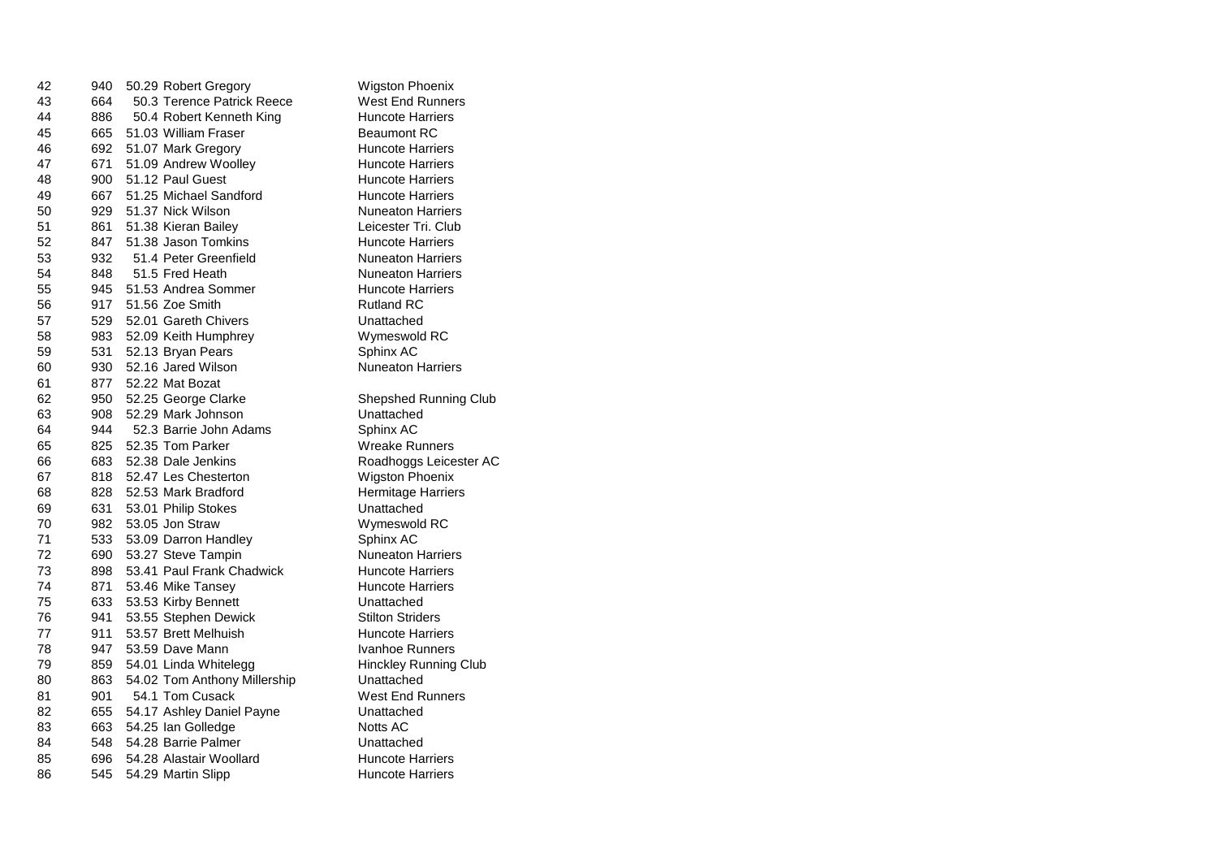| | | | | |
|---|---|---|---|---|
| 42 | 940 | 50.29 | Robert Gregory | Wigston Phoenix |
| 43 | 664 | 50.3 | Terence Patrick Reece | West End Runners |
| 44 | 886 | 50.4 | Robert Kenneth King | Huncote Harriers |
| 45 | 665 | 51.03 | William Fraser | Beaumont RC |
| 46 | 692 | 51.07 | Mark Gregory | Huncote Harriers |
| 47 | 671 | 51.09 | Andrew Woolley | Huncote Harriers |
| 48 | 900 | 51.12 | Paul Guest | Huncote Harriers |
| 49 | 667 | 51.25 | Michael Sandford | Huncote Harriers |
| 50 | 929 | 51.37 | Nick Wilson | Nuneaton Harriers |
| 51 | 861 | 51.38 | Kieran Bailey | Leicester Tri. Club |
| 52 | 847 | 51.38 | Jason Tomkins | Huncote Harriers |
| 53 | 932 | 51.4 | Peter Greenfield | Nuneaton Harriers |
| 54 | 848 | 51.5 | Fred Heath | Nuneaton Harriers |
| 55 | 945 | 51.53 | Andrea Sommer | Huncote Harriers |
| 56 | 917 | 51.56 | Zoe Smith | Rutland RC |
| 57 | 529 | 52.01 | Gareth Chivers | Unattached |
| 58 | 983 | 52.09 | Keith Humphrey | Wymeswold RC |
| 59 | 531 | 52.13 | Bryan Pears | Sphinx AC |
| 60 | 930 | 52.16 | Jared Wilson | Nuneaton Harriers |
| 61 | 877 | 52.22 | Mat Bozat | |
| 62 | 950 | 52.25 | George Clarke | Shepshed Running Club |
| 63 | 908 | 52.29 | Mark Johnson | Unattached |
| 64 | 944 | 52.3 | Barrie John Adams | Sphinx AC |
| 65 | 825 | 52.35 | Tom Parker | Wreake Runners |
| 66 | 683 | 52.38 | Dale Jenkins | Roadhoggs Leicester AC |
| 67 | 818 | 52.47 | Les Chesterton | Wigston Phoenix |
| 68 | 828 | 52.53 | Mark Bradford | Hermitage Harriers |
| 69 | 631 | 53.01 | Philip Stokes | Unattached |
| 70 | 982 | 53.05 | Jon Straw | Wymeswold RC |
| 71 | 533 | 53.09 | Darron Handley | Sphinx AC |
| 72 | 690 | 53.27 | Steve Tampin | Nuneaton Harriers |
| 73 | 898 | 53.41 | Paul Frank Chadwick | Huncote Harriers |
| 74 | 871 | 53.46 | Mike Tansey | Huncote Harriers |
| 75 | 633 | 53.53 | Kirby Bennett | Unattached |
| 76 | 941 | 53.55 | Stephen Dewick | Stilton Striders |
| 77 | 911 | 53.57 | Brett Melhuish | Huncote Harriers |
| 78 | 947 | 53.59 | Dave Mann | Ivanhoe Runners |
| 79 | 859 | 54.01 | Linda Whitelegg | Hinckley Running Club |
| 80 | 863 | 54.02 | Tom Anthony Millership | Unattached |
| 81 | 901 | 54.1 | Tom Cusack | West End Runners |
| 82 | 655 | 54.17 | Ashley Daniel Payne | Unattached |
| 83 | 663 | 54.25 | Ian Golledge | Notts AC |
| 84 | 548 | 54.28 | Barrie Palmer | Unattached |
| 85 | 696 | 54.28 | Alastair Woollard | Huncote Harriers |
| 86 | 545 | 54.29 | Martin Slipp | Huncote Harriers |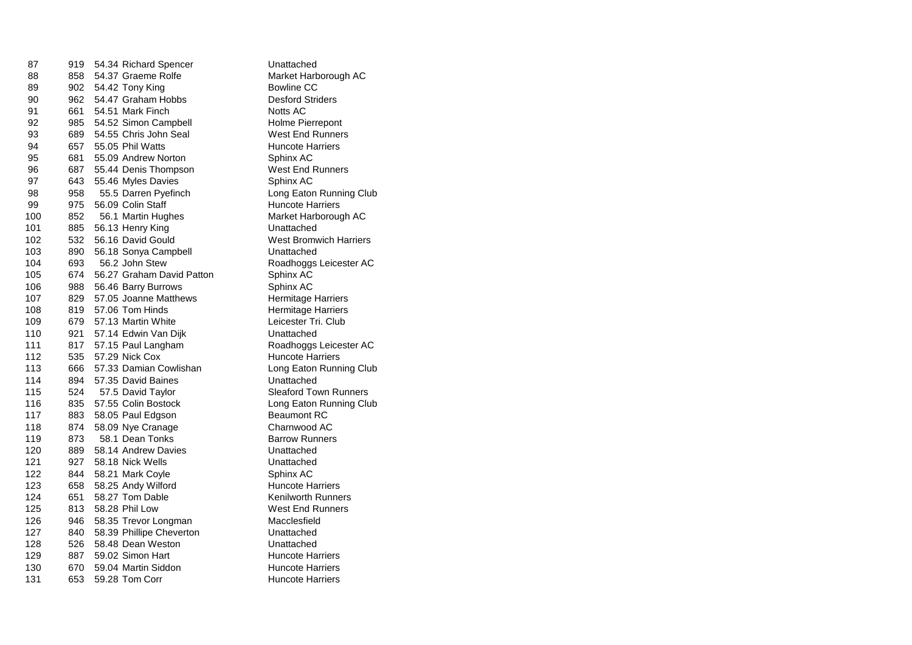| | | | | |
|---|---|---|---|---|
| 87 | 919 | 54.34 | Richard Spencer | Unattached |
| 88 | 858 | 54.37 | Graeme Rolfe | Market Harborough AC |
| 89 | 902 | 54.42 | Tony King | Bowline CC |
| 90 | 962 | 54.47 | Graham Hobbs | Desford Striders |
| 91 | 661 | 54.51 | Mark Finch | Notts AC |
| 92 | 985 | 54.52 | Simon Campbell | Holme Pierrepont |
| 93 | 689 | 54.55 | Chris John Seal | West End Runners |
| 94 | 657 | 55.05 | Phil Watts | Huncote Harriers |
| 95 | 681 | 55.09 | Andrew Norton | Sphinx AC |
| 96 | 687 | 55.44 | Denis Thompson | West End Runners |
| 97 | 643 | 55.46 | Myles Davies | Sphinx AC |
| 98 | 958 | 55.5 | Darren Pyefinch | Long Eaton Running Club |
| 99 | 975 | 56.09 | Colin Staff | Huncote Harriers |
| 100 | 852 | 56.1 | Martin Hughes | Market Harborough AC |
| 101 | 885 | 56.13 | Henry King | Unattached |
| 102 | 532 | 56.16 | David Gould | West Bromwich Harriers |
| 103 | 890 | 56.18 | Sonya Campbell | Unattached |
| 104 | 693 | 56.2 | John Stew | Roadhoggs Leicester AC |
| 105 | 674 | 56.27 | Graham David Patton | Sphinx AC |
| 106 | 988 | 56.46 | Barry Burrows | Sphinx AC |
| 107 | 829 | 57.05 | Joanne Matthews | Hermitage Harriers |
| 108 | 819 | 57.06 | Tom Hinds | Hermitage Harriers |
| 109 | 679 | 57.13 | Martin White | Leicester Tri. Club |
| 110 | 921 | 57.14 | Edwin Van Dijk | Unattached |
| 111 | 817 | 57.15 | Paul Langham | Roadhoggs Leicester AC |
| 112 | 535 | 57.29 | Nick Cox | Huncote Harriers |
| 113 | 666 | 57.33 | Damian Cowlishan | Long Eaton Running Club |
| 114 | 894 | 57.35 | David Baines | Unattached |
| 115 | 524 | 57.5 | David Taylor | Sleaford Town Runners |
| 116 | 835 | 57.55 | Colin Bostock | Long Eaton Running Club |
| 117 | 883 | 58.05 | Paul Edgson | Beaumont RC |
| 118 | 874 | 58.09 | Nye Cranage | Charnwood AC |
| 119 | 873 | 58.1 | Dean Tonks | Barrow Runners |
| 120 | 889 | 58.14 | Andrew Davies | Unattached |
| 121 | 927 | 58.18 | Nick Wells | Unattached |
| 122 | 844 | 58.21 | Mark Coyle | Sphinx AC |
| 123 | 658 | 58.25 | Andy Wilford | Huncote Harriers |
| 124 | 651 | 58.27 | Tom Dable | Kenilworth Runners |
| 125 | 813 | 58.28 | Phil Low | West End Runners |
| 126 | 946 | 58.35 | Trevor Longman | Macclesfield |
| 127 | 840 | 58.39 | Phillipe Cheverton | Unattached |
| 128 | 526 | 58.48 | Dean Weston | Unattached |
| 129 | 887 | 59.02 | Simon Hart | Huncote Harriers |
| 130 | 670 | 59.04 | Martin Siddon | Huncote Harriers |
| 131 | 653 | 59.28 | Tom Corr | Huncote Harriers |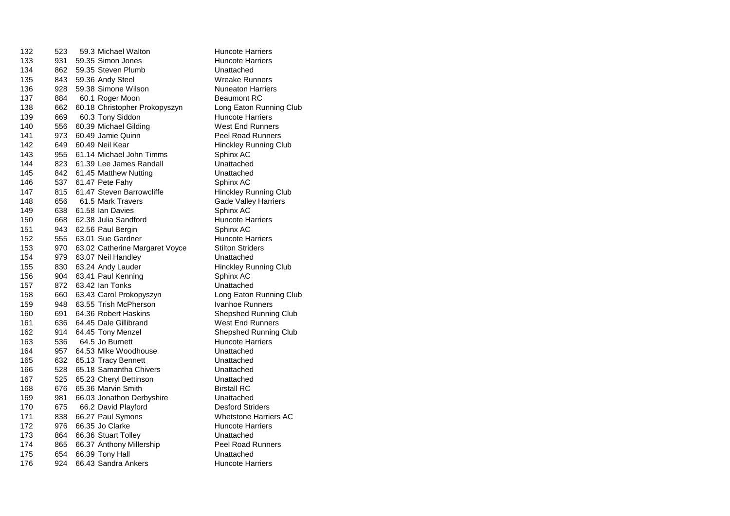| | | | | |
|---|---|---|---|---|
| 132 | 523 | 59.3 | Michael Walton | Huncote Harriers |
| 133 | 931 | 59.35 | Simon Jones | Huncote Harriers |
| 134 | 862 | 59.35 | Steven Plumb | Unattached |
| 135 | 843 | 59.36 | Andy Steel | Wreake Runners |
| 136 | 928 | 59.38 | Simone Wilson | Nuneaton Harriers |
| 137 | 884 | 60.1 | Roger Moon | Beaumont RC |
| 138 | 662 | 60.18 | Christopher Prokopyszyn | Long Eaton Running Club |
| 139 | 669 | 60.3 | Tony Siddon | Huncote Harriers |
| 140 | 556 | 60.39 | Michael Gilding | West End Runners |
| 141 | 973 | 60.49 | Jamie Quinn | Peel Road Runners |
| 142 | 649 | 60.49 | Neil Kear | Hinckley Running Club |
| 143 | 955 | 61.14 | Michael John Timms | Sphinx AC |
| 144 | 823 | 61.39 | Lee James Randall | Unattached |
| 145 | 842 | 61.45 | Matthew Nutting | Unattached |
| 146 | 537 | 61.47 | Pete Fahy | Sphinx AC |
| 147 | 815 | 61.47 | Steven Barrowcliffe | Hinckley Running Club |
| 148 | 656 | 61.5 | Mark Travers | Gade Valley Harriers |
| 149 | 638 | 61.58 | Ian Davies | Sphinx AC |
| 150 | 668 | 62.38 | Julia Sandford | Huncote Harriers |
| 151 | 943 | 62.56 | Paul Bergin | Sphinx AC |
| 152 | 555 | 63.01 | Sue Gardner | Huncote Harriers |
| 153 | 970 | 63.02 | Catherine Margaret Voyce | Stilton Striders |
| 154 | 979 | 63.07 | Neil Handley | Unattached |
| 155 | 830 | 63.24 | Andy Lauder | Hinckley Running Club |
| 156 | 904 | 63.41 | Paul Kenning | Sphinx AC |
| 157 | 872 | 63.42 | Ian Tonks | Unattached |
| 158 | 660 | 63.43 | Carol Prokopyszyn | Long Eaton Running Club |
| 159 | 948 | 63.55 | Trish McPherson | Ivanhoe Runners |
| 160 | 691 | 64.36 | Robert Haskins | Shepshed Running Club |
| 161 | 636 | 64.45 | Dale Gillibrand | West End Runners |
| 162 | 914 | 64.45 | Tony Menzel | Shepshed Running Club |
| 163 | 536 | 64.5 | Jo Burnett | Huncote Harriers |
| 164 | 957 | 64.53 | Mike Woodhouse | Unattached |
| 165 | 632 | 65.13 | Tracy Bennett | Unattached |
| 166 | 528 | 65.18 | Samantha Chivers | Unattached |
| 167 | 525 | 65.23 | Cheryl Bettinson | Unattached |
| 168 | 676 | 65.36 | Marvin Smith | Birstall RC |
| 169 | 981 | 66.03 | Jonathon Derbyshire | Unattached |
| 170 | 675 | 66.2 | David Playford | Desford Striders |
| 171 | 838 | 66.27 | Paul Symons | Whetstone Harriers AC |
| 172 | 976 | 66.35 | Jo Clarke | Huncote Harriers |
| 173 | 864 | 66.36 | Stuart Tolley | Unattached |
| 174 | 865 | 66.37 | Anthony Millership | Peel Road Runners |
| 175 | 654 | 66.39 | Tony Hall | Unattached |
| 176 | 924 | 66.43 | Sandra Ankers | Huncote Harriers |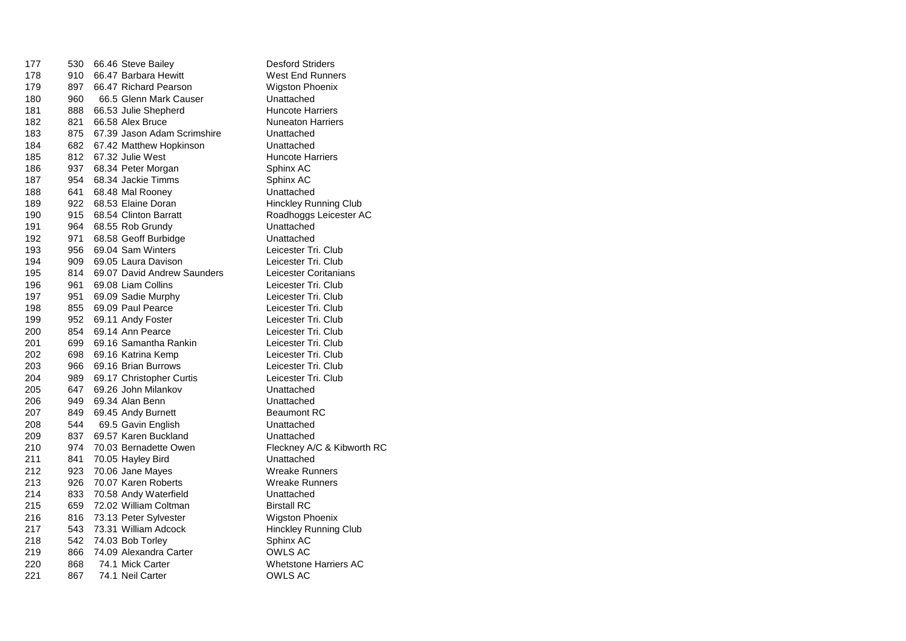| | | | | |
|---|---|---|---|---|
| 177 | 530 | 66.46 | Steve Bailey | Desford Striders |
| 178 | 910 | 66.47 | Barbara Hewitt | West End Runners |
| 179 | 897 | 66.47 | Richard Pearson | Wigston Phoenix |
| 180 | 960 | 66.5 | Glenn Mark Causer | Unattached |
| 181 | 888 | 66.53 | Julie Shepherd | Huncote Harriers |
| 182 | 821 | 66.58 | Alex Bruce | Nuneaton Harriers |
| 183 | 875 | 67.39 | Jason Adam Scrimshire | Unattached |
| 184 | 682 | 67.42 | Matthew Hopkinson | Unattached |
| 185 | 812 | 67.32 | Julie West | Huncote Harriers |
| 186 | 937 | 68.34 | Peter Morgan | Sphinx AC |
| 187 | 954 | 68.34 | Jackie Timms | Sphinx AC |
| 188 | 641 | 68.48 | Mal Rooney | Unattached |
| 189 | 922 | 68.53 | Elaine Doran | Hinckley Running Club |
| 190 | 915 | 68.54 | Clinton Barratt | Roadhoggs Leicester AC |
| 191 | 964 | 68.55 | Rob Grundy | Unattached |
| 192 | 971 | 68.58 | Geoff Burbidge | Unattached |
| 193 | 956 | 69.04 | Sam Winters | Leicester Tri. Club |
| 194 | 909 | 69.05 | Laura Davison | Leicester Tri. Club |
| 195 | 814 | 69.07 | David Andrew Saunders | Leicester Coritanians |
| 196 | 961 | 69.08 | Liam Collins | Leicester Tri. Club |
| 197 | 951 | 69.09 | Sadie Murphy | Leicester Tri. Club |
| 198 | 855 | 69.09 | Paul Pearce | Leicester Tri. Club |
| 199 | 952 | 69.11 | Andy Foster | Leicester Tri. Club |
| 200 | 854 | 69.14 | Ann Pearce | Leicester Tri. Club |
| 201 | 699 | 69.16 | Samantha Rankin | Leicester Tri. Club |
| 202 | 698 | 69.16 | Katrina Kemp | Leicester Tri. Club |
| 203 | 966 | 69.16 | Brian Burrows | Leicester Tri. Club |
| 204 | 989 | 69.17 | Christopher Curtis | Leicester Tri. Club |
| 205 | 647 | 69.26 | John Milankov | Unattached |
| 206 | 949 | 69.34 | Alan Benn | Unattached |
| 207 | 849 | 69.45 | Andy Burnett | Beaumont RC |
| 208 | 544 | 69.5 | Gavin English | Unattached |
| 209 | 837 | 69.57 | Karen Buckland | Unattached |
| 210 | 974 | 70.03 | Bernadette Owen | Fleckney A/C & Kibworth RC |
| 211 | 841 | 70.05 | Hayley Bird | Unattached |
| 212 | 923 | 70.06 | Jane Mayes | Wreake Runners |
| 213 | 926 | 70.07 | Karen Roberts | Wreake Runners |
| 214 | 833 | 70.58 | Andy Waterfield | Unattached |
| 215 | 659 | 72.02 | William Coltman | Birstall RC |
| 216 | 816 | 73.13 | Peter Sylvester | Wigston Phoenix |
| 217 | 543 | 73.31 | William Adcock | Hinckley Running Club |
| 218 | 542 | 74.03 | Bob Torley | Sphinx AC |
| 219 | 866 | 74.09 | Alexandra Carter | OWLS AC |
| 220 | 868 | 74.1 | Mick Carter | Whetstone Harriers AC |
| 221 | 867 | 74.1 | Neil Carter | OWLS AC |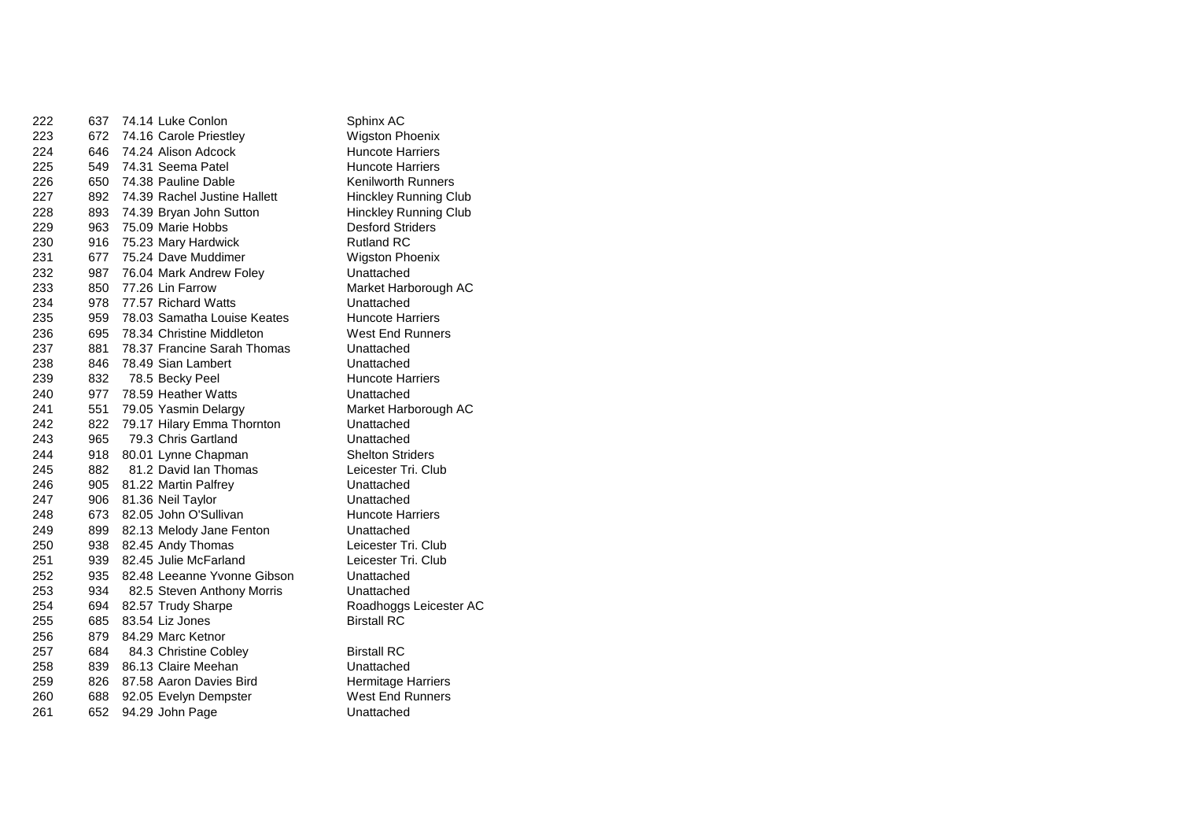| | | | | |
|---|---|---|---|---|
| 222 | 637 | 74.14 | Luke Conlon | Sphinx AC |
| 223 | 672 | 74.16 | Carole Priestley | Wigston Phoenix |
| 224 | 646 | 74.24 | Alison Adcock | Huncote Harriers |
| 225 | 549 | 74.31 | Seema Patel | Huncote Harriers |
| 226 | 650 | 74.38 | Pauline Dable | Kenilworth Runners |
| 227 | 892 | 74.39 | Rachel Justine Hallett | Hinckley Running Club |
| 228 | 893 | 74.39 | Bryan John Sutton | Hinckley Running Club |
| 229 | 963 | 75.09 | Marie Hobbs | Desford Striders |
| 230 | 916 | 75.23 | Mary Hardwick | Rutland RC |
| 231 | 677 | 75.24 | Dave Muddimer | Wigston Phoenix |
| 232 | 987 | 76.04 | Mark Andrew Foley | Unattached |
| 233 | 850 | 77.26 | Lin Farrow | Market Harborough AC |
| 234 | 978 | 77.57 | Richard Watts | Unattached |
| 235 | 959 | 78.03 | Samatha Louise Keates | Huncote Harriers |
| 236 | 695 | 78.34 | Christine Middleton | West End Runners |
| 237 | 881 | 78.37 | Francine Sarah Thomas | Unattached |
| 238 | 846 | 78.49 | Sian Lambert | Unattached |
| 239 | 832 | 78.5 | Becky Peel | Huncote Harriers |
| 240 | 977 | 78.59 | Heather Watts | Unattached |
| 241 | 551 | 79.05 | Yasmin Delargy | Market Harborough AC |
| 242 | 822 | 79.17 | Hilary Emma Thornton | Unattached |
| 243 | 965 | 79.3 | Chris Gartland | Unattached |
| 244 | 918 | 80.01 | Lynne Chapman | Shelton Striders |
| 245 | 882 | 81.2 | David Ian Thomas | Leicester Tri. Club |
| 246 | 905 | 81.22 | Martin Palfrey | Unattached |
| 247 | 906 | 81.36 | Neil Taylor | Unattached |
| 248 | 673 | 82.05 | John O'Sullivan | Huncote Harriers |
| 249 | 899 | 82.13 | Melody Jane Fenton | Unattached |
| 250 | 938 | 82.45 | Andy Thomas | Leicester Tri. Club |
| 251 | 939 | 82.45 | Julie McFarland | Leicester Tri. Club |
| 252 | 935 | 82.48 | Leeanne Yvonne Gibson | Unattached |
| 253 | 934 | 82.5 | Steven Anthony Morris | Unattached |
| 254 | 694 | 82.57 | Trudy Sharpe | Roadhoggs Leicester AC |
| 255 | 685 | 83.54 | Liz Jones | Birstall RC |
| 256 | 879 | 84.29 | Marc Ketnor | |
| 257 | 684 | 84.3 | Christine Cobley | Birstall RC |
| 258 | 839 | 86.13 | Claire Meehan | Unattached |
| 259 | 826 | 87.58 | Aaron Davies Bird | Hermitage Harriers |
| 260 | 688 | 92.05 | Evelyn Dempster | West End Runners |
| 261 | 652 | 94.29 | John Page | Unattached |